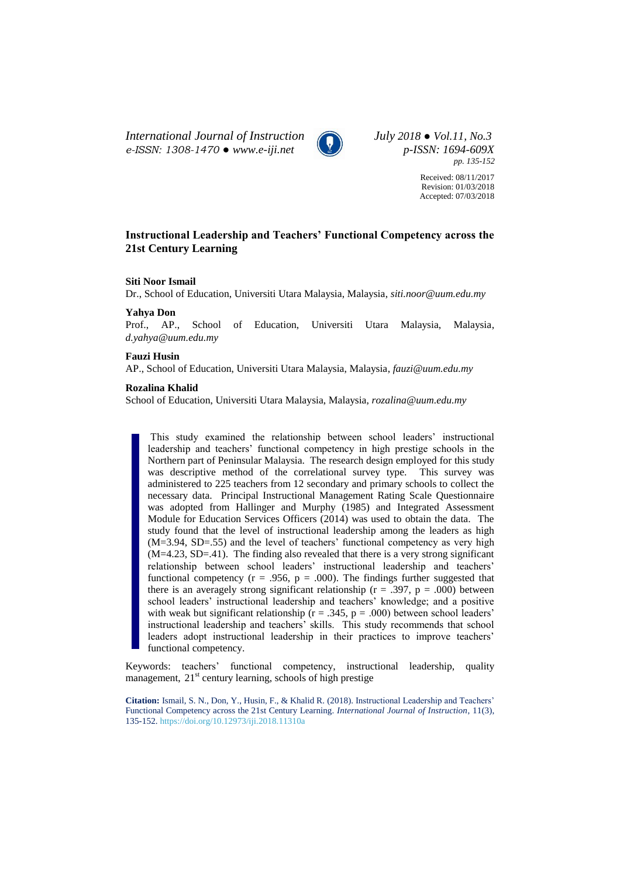**Received:** 08/11/2017
**Revision:** 01/03/2018
**Accepted:** 07/03/2018

# Instructional Leadership and Teachers' Functional Competency across the 21st Century Learning

**Siti Noor Ismail**
Dr., School of Education, Universiti Utara Malaysia, Malaysia, *siti.noor@uum.edu.my*

**Yahya Don**
Prof., AP., School of Education, Universiti Utara Malaysia, Malaysia, *d.yahya@uum.edu.my*

**Fauzi Husin**
AP., School of Education, Universiti Utara Malaysia, Malaysia, *fauzi@uum.edu.my*

**Rozalina Khalid**
School of Education, Universiti Utara Malaysia, Malaysia, *rozalina@uum.edu.my*

This study examined the relationship between school leaders' instructional leadership and teachers' functional competency in high prestige schools in the Northern part of Peninsular Malaysia. The research design employed for this study was descriptive method of the correlational survey type. This survey was administered to 225 teachers from 12 secondary and primary schools to collect the necessary data. Principal Instructional Management Rating Scale Questionnaire was adopted from Hallinger and Murphy (1985) and Integrated Assessment Module for Education Services Officers (2014) was used to obtain the data. The study found that the level of instructional leadership among the leaders as high (M=3.94, SD=.55) and the level of teachers' functional competency as very high (M=4.23, SD=.41). The finding also revealed that there is a very strong significant relationship between school leaders' instructional leadership and teachers' functional competency ($r = .956$, $p = .000$). The findings further suggested that there is an averagely strong significant relationship ($r = .397$, $p = .000$) between school leaders' instructional leadership and teachers' knowledge; and a positive with weak but significant relationship ($r = .345$, $p = .000$) between school leaders' instructional leadership and teachers' skills. This study recommends that school leaders adopt instructional leadership in their practices to improve teachers' functional competency.

Keywords: teachers' functional competency, instructional leadership, quality management, 21st century learning, schools of high prestige

**Citation:** Ismail, S. N., Don, Y., Husin, F., & Khalid R. (2018). Instructional Leadership and Teachers' Functional Competency across the 21st Century Learning. *International Journal of Instruction*, 11(3), 135-152. https://doi.org/10.12973/iji.2018.11310a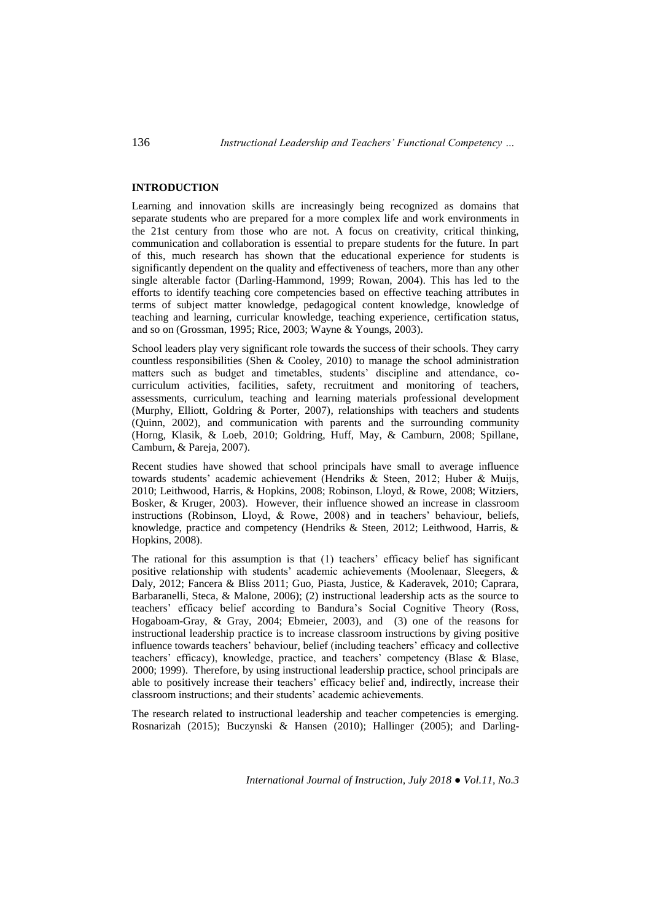## INTRODUCTION

Learning and innovation skills are increasingly being recognized as domains that separate students who are prepared for a more complex life and work environments in the 21st century from those who are not. A focus on creativity, critical thinking, communication and collaboration is essential to prepare students for the future. In part of this, much research has shown that the educational experience for students is significantly dependent on the quality and effectiveness of teachers, more than any other single alterable factor (Darling-Hammond, 1999; Rowan, 2004). This has led to the efforts to identify teaching core competencies based on effective teaching attributes in terms of subject matter knowledge, pedagogical content knowledge, knowledge of teaching and learning, curricular knowledge, teaching experience, certification status, and so on (Grossman, 1995; Rice, 2003; Wayne & Youngs, 2003).

School leaders play very significant role towards the success of their schools. They carry countless responsibilities (Shen & Cooley, 2010) to manage the school administration matters such as budget and timetables, students' discipline and attendance, co-curriculum activities, facilities, safety, recruitment and monitoring of teachers, assessments, curriculum, teaching and learning materials professional development (Murphy, Elliott, Goldring & Porter, 2007), relationships with teachers and students (Quinn, 2002), and communication with parents and the surrounding community (Horng, Klasik, & Loeb, 2010; Goldring, Huff, May, & Camburn, 2008; Spillane, Camburn, & Pareja, 2007).

Recent studies have showed that school principals have small to average influence towards students' academic achievement (Hendriks & Steen, 2012; Huber & Muijs, 2010; Leithwood, Harris, & Hopkins, 2008; Robinson, Lloyd, & Rowe, 2008; Witziers, Bosker, & Kruger, 2003). However, their influence showed an increase in classroom instructions (Robinson, Lloyd, & Rowe, 2008) and in teachers' behaviour, beliefs, knowledge, practice and competency (Hendriks & Steen, 2012; Leithwood, Harris, & Hopkins, 2008).

The rational for this assumption is that (1) teachers' efficacy belief has significant positive relationship with students' academic achievements (Moolenaar, Sleegers, & Daly, 2012; Fancera & Bliss 2011; Guo, Piasta, Justice, & Kaderavek, 2010; Caprara, Barbaranelli, Steca, & Malone, 2006); (2) instructional leadership acts as the source to teachers' efficacy belief according to Bandura's Social Cognitive Theory (Ross, Hogaboam-Gray, & Gray, 2004; Ebmeier, 2003), and (3) one of the reasons for instructional leadership practice is to increase classroom instructions by giving positive influence towards teachers' behaviour, belief (including teachers' efficacy and collective teachers' efficacy), knowledge, practice, and teachers' competency (Blase & Blase, 2000; 1999). Therefore, by using instructional leadership practice, school principals are able to positively increase their teachers' efficacy belief and, indirectly, increase their classroom instructions; and their students' academic achievements.

The research related to instructional leadership and teacher competencies is emerging. Rosnarizah (2015); Buczynski & Hansen (2010); Hallinger (2005); and Darling-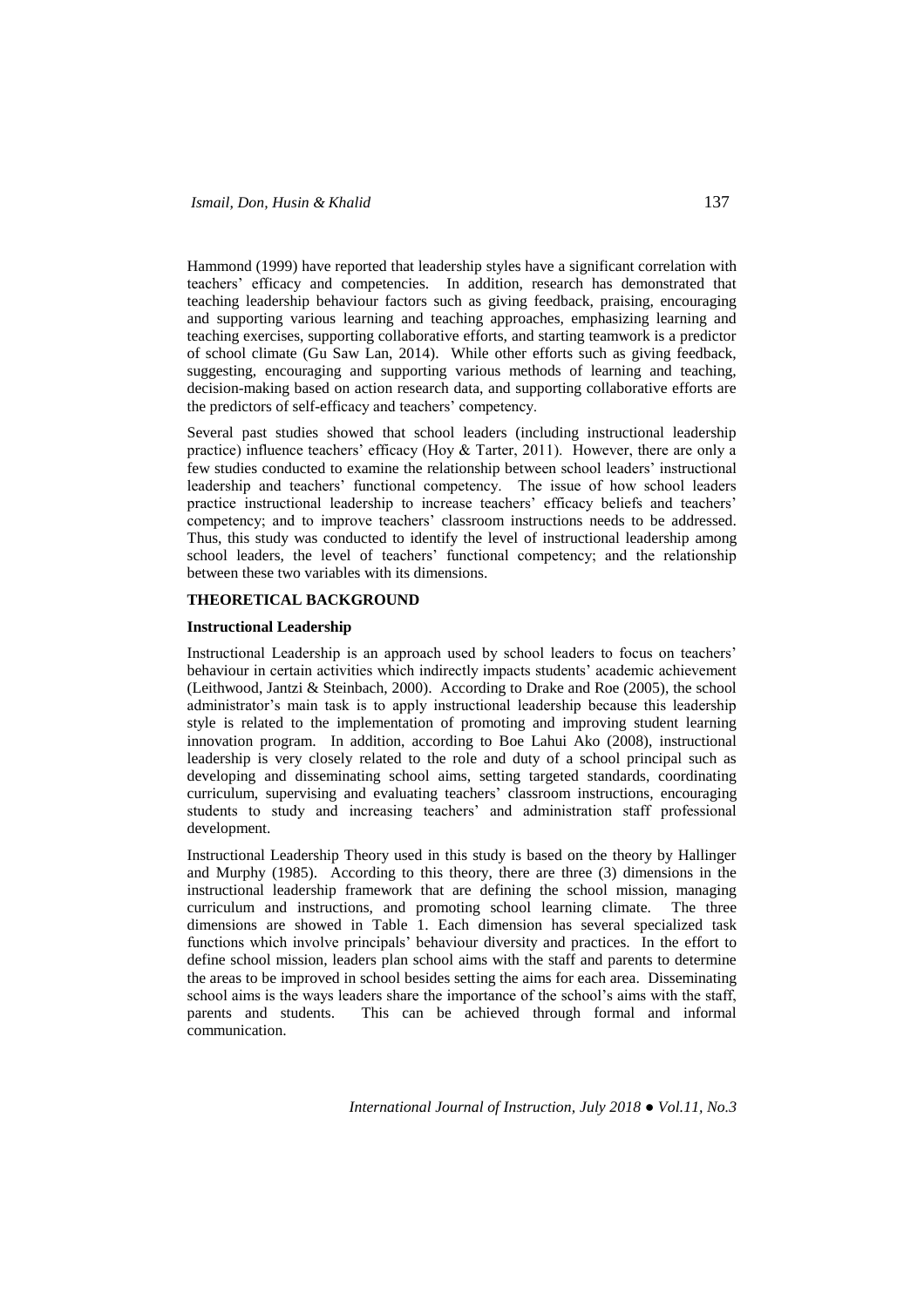Hammond (1999) have reported that leadership styles have a significant correlation with teachers' efficacy and competencies. In addition, research has demonstrated that teaching leadership behaviour factors such as giving feedback, praising, encouraging and supporting various learning and teaching approaches, emphasizing learning and teaching exercises, supporting collaborative efforts, and starting teamwork is a predictor of school climate (Gu Saw Lan, 2014). While other efforts such as giving feedback, suggesting, encouraging and supporting various methods of learning and teaching, decision-making based on action research data, and supporting collaborative efforts are the predictors of self-efficacy and teachers' competency.

Several past studies showed that school leaders (including instructional leadership practice) influence teachers' efficacy (Hoy & Tarter, 2011). However, there are only a few studies conducted to examine the relationship between school leaders' instructional leadership and teachers' functional competency. The issue of how school leaders practice instructional leadership to increase teachers' efficacy beliefs and teachers' competency; and to improve teachers' classroom instructions needs to be addressed. Thus, this study was conducted to identify the level of instructional leadership among school leaders, the level of teachers' functional competency; and the relationship between these two variables with its dimensions.

## THEORETICAL BACKGROUND

### Instructional Leadership

Instructional Leadership is an approach used by school leaders to focus on teachers' behaviour in certain activities which indirectly impacts students' academic achievement (Leithwood, Jantzi & Steinbach, 2000). According to Drake and Roe (2005), the school administrator's main task is to apply instructional leadership because this leadership style is related to the implementation of promoting and improving student learning innovation program. In addition, according to Boe Lahui Ako (2008), instructional leadership is very closely related to the role and duty of a school principal such as developing and disseminating school aims, setting targeted standards, coordinating curriculum, supervising and evaluating teachers' classroom instructions, encouraging students to study and increasing teachers' and administration staff professional development.

Instructional Leadership Theory used in this study is based on the theory by Hallinger and Murphy (1985). According to this theory, there are three (3) dimensions in the instructional leadership framework that are defining the school mission, managing curriculum and instructions, and promoting school learning climate. The three dimensions are showed in Table 1. Each dimension has several specialized task functions which involve principals' behaviour diversity and practices. In the effort to define school mission, leaders plan school aims with the staff and parents to determine the areas to be improved in school besides setting the aims for each area. Disseminating school aims is the ways leaders share the importance of the school's aims with the staff, parents and students. This can be achieved through formal and informal communication.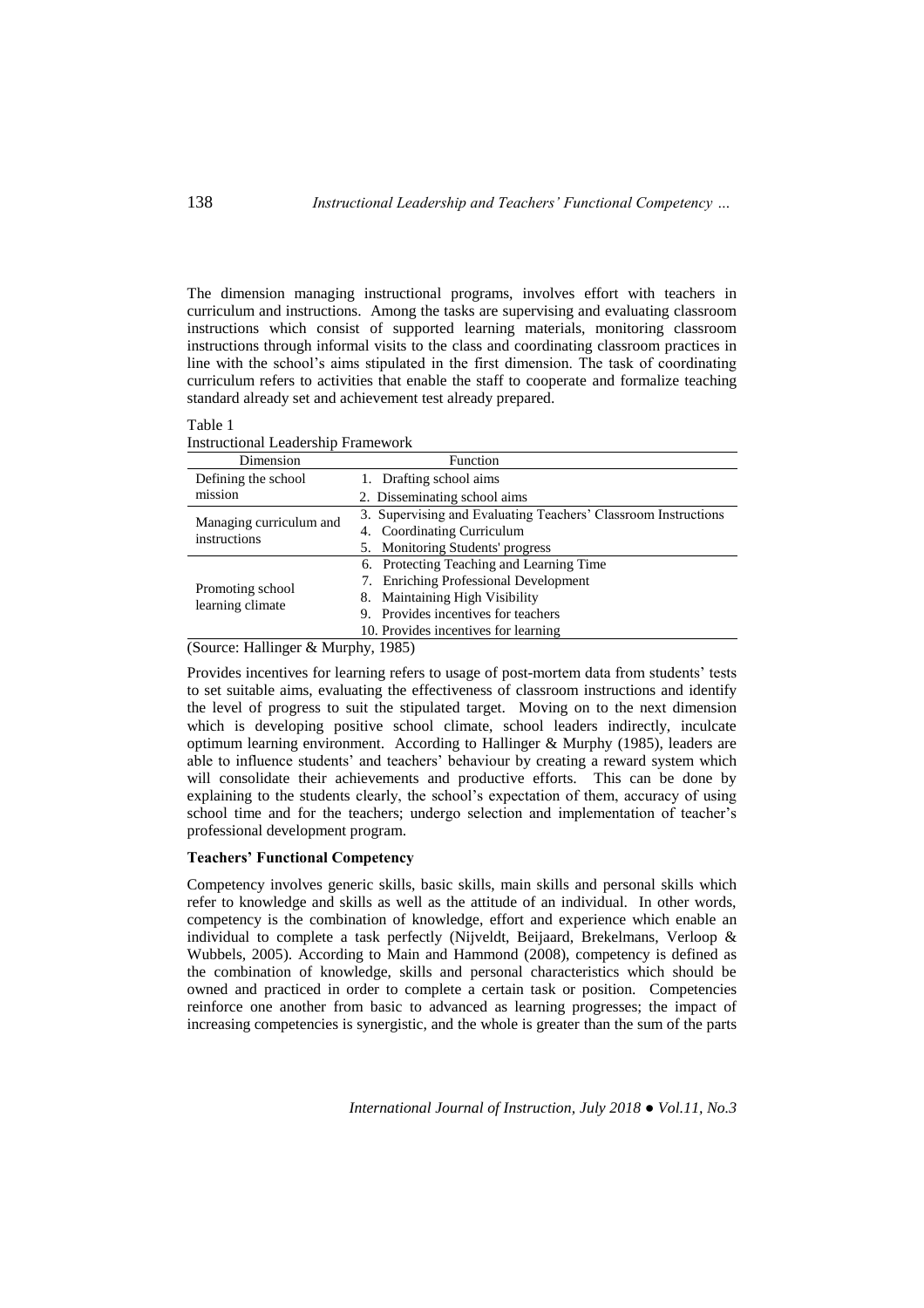The dimension managing instructional programs, involves effort with teachers in curriculum and instructions. Among the tasks are supervising and evaluating classroom instructions which consist of supported learning materials, monitoring classroom instructions through informal visits to the class and coordinating classroom practices in line with the school's aims stipulated in the first dimension. The task of coordinating curriculum refers to activities that enable the staff to cooperate and formalize teaching standard already set and achievement test already prepared.

Table 1
Instructional Leadership Framework

| Dimension | Function |
|---|---|
| Defining the school mission | 1. Drafting school aims |
| | 2. Disseminating school aims |
| Managing curriculum and instructions | 3. Supervising and Evaluating Teachers' Classroom Instructions |
| | 4. Coordinating Curriculum |
| | 5. Monitoring Students' progress |
| Promoting school learning climate | 6. Protecting Teaching and Learning Time |
| | 7. Enriching Professional Development |
| | 8. Maintaining High Visibility |
| | 9. Provides incentives for teachers |
| | 10. Provides incentives for learning |

(Source: Hallinger & Murphy, 1985)

Provides incentives for learning refers to usage of post-mortem data from students' tests to set suitable aims, evaluating the effectiveness of classroom instructions and identify the level of progress to suit the stipulated target. Moving on to the next dimension which is developing positive school climate, school leaders indirectly, inculcate optimum learning environment. According to Hallinger & Murphy (1985), leaders are able to influence students' and teachers' behaviour by creating a reward system which will consolidate their achievements and productive efforts. This can be done by explaining to the students clearly, the school's expectation of them, accuracy of using school time and for the teachers; undergo selection and implementation of teacher's professional development program.

**Teachers' Functional Competency**

Competency involves generic skills, basic skills, main skills and personal skills which refer to knowledge and skills as well as the attitude of an individual. In other words, competency is the combination of knowledge, effort and experience which enable an individual to complete a task perfectly (Nijveldt, Beijaard, Brekelmans, Verloop & Wubbels, 2005). According to Main and Hammond (2008), competency is defined as the combination of knowledge, skills and personal characteristics which should be owned and practiced in order to complete a certain task or position. Competencies reinforce one another from basic to advanced as learning progresses; the impact of increasing competencies is synergistic, and the whole is greater than the sum of the parts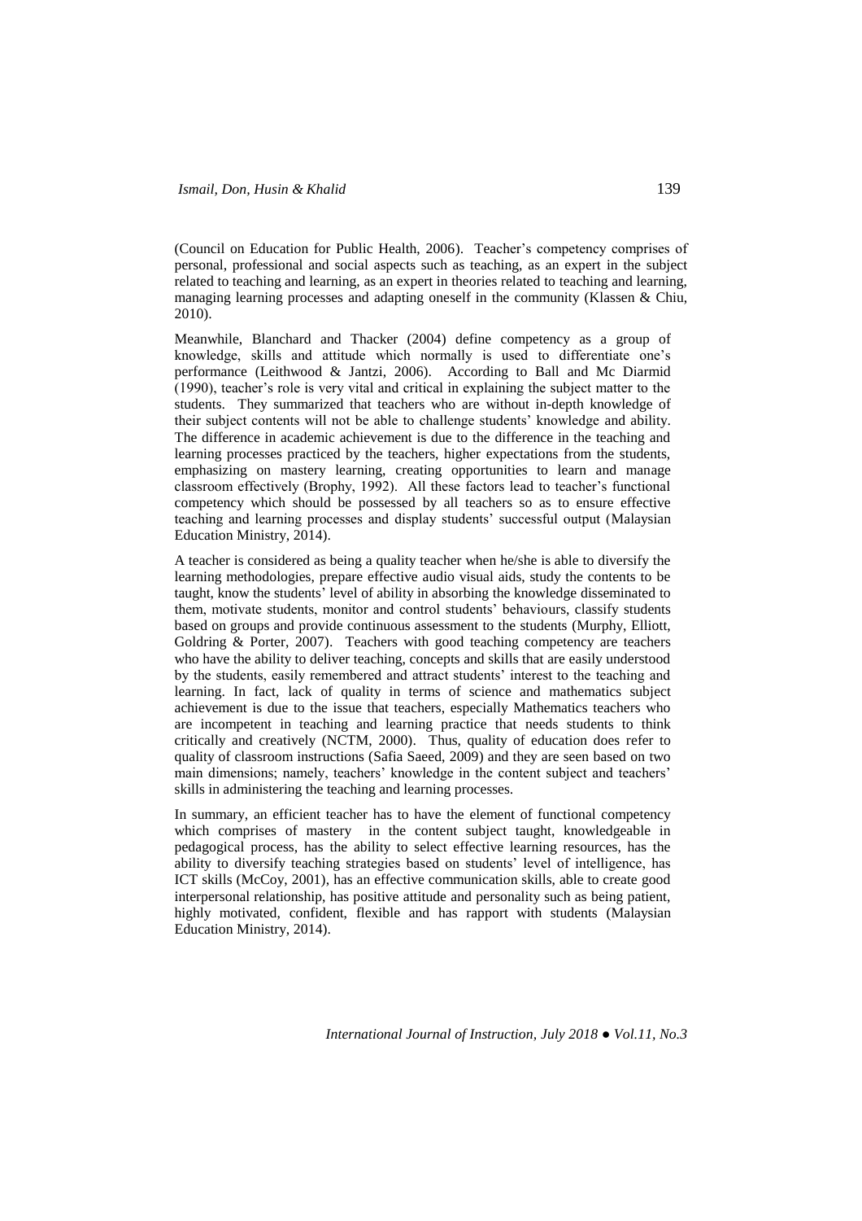(Council on Education for Public Health, 2006). Teacher's competency comprises of personal, professional and social aspects such as teaching, as an expert in the subject related to teaching and learning, as an expert in theories related to teaching and learning, managing learning processes and adapting oneself in the community (Klassen & Chiu, 2010).

Meanwhile, Blanchard and Thacker (2004) define competency as a group of knowledge, skills and attitude which normally is used to differentiate one's performance (Leithwood & Jantzi, 2006). According to Ball and Mc Diarmid (1990), teacher's role is very vital and critical in explaining the subject matter to the students. They summarized that teachers who are without in-depth knowledge of their subject contents will not be able to challenge students' knowledge and ability. The difference in academic achievement is due to the difference in the teaching and learning processes practiced by the teachers, higher expectations from the students, emphasizing on mastery learning, creating opportunities to learn and manage classroom effectively (Brophy, 1992). All these factors lead to teacher's functional competency which should be possessed by all teachers so as to ensure effective teaching and learning processes and display students' successful output (Malaysian Education Ministry, 2014).

A teacher is considered as being a quality teacher when he/she is able to diversify the learning methodologies, prepare effective audio visual aids, study the contents to be taught, know the students' level of ability in absorbing the knowledge disseminated to them, motivate students, monitor and control students' behaviours, classify students based on groups and provide continuous assessment to the students (Murphy, Elliott, Goldring & Porter, 2007). Teachers with good teaching competency are teachers who have the ability to deliver teaching, concepts and skills that are easily understood by the students, easily remembered and attract students' interest to the teaching and learning. In fact, lack of quality in terms of science and mathematics subject achievement is due to the issue that teachers, especially Mathematics teachers who are incompetent in teaching and learning practice that needs students to think critically and creatively (NCTM, 2000). Thus, quality of education does refer to quality of classroom instructions (Safia Saeed, 2009) and they are seen based on two main dimensions; namely, teachers' knowledge in the content subject and teachers' skills in administering the teaching and learning processes.

In summary, an efficient teacher has to have the element of functional competency which comprises of mastery in the content subject taught, knowledgeable in pedagogical process, has the ability to select effective learning resources, has the ability to diversify teaching strategies based on students' level of intelligence, has ICT skills (McCoy, 2001), has an effective communication skills, able to create good interpersonal relationship, has positive attitude and personality such as being patient, highly motivated, confident, flexible and has rapport with students (Malaysian Education Ministry, 2014).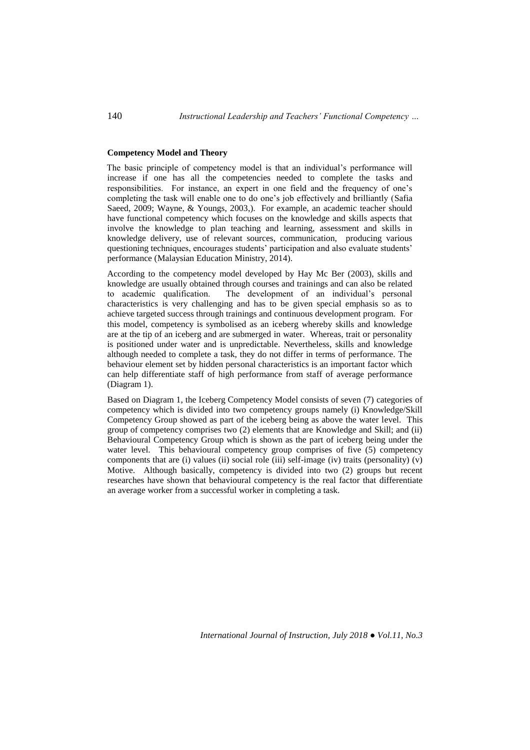**Competency Model and Theory**

The basic principle of competency model is that an individual's performance will increase if one has all the competencies needed to complete the tasks and responsibilities. For instance, an expert in one field and the frequency of one's completing the task will enable one to do one's job effectively and brilliantly (Safia Saeed, 2009; Wayne, & Youngs, 2003,). For example, an academic teacher should have functional competency which focuses on the knowledge and skills aspects that involve the knowledge to plan teaching and learning, assessment and skills in knowledge delivery, use of relevant sources, communication, producing various questioning techniques, encourages students' participation and also evaluate students' performance (Malaysian Education Ministry, 2014).

According to the competency model developed by Hay Mc Ber (2003), skills and knowledge are usually obtained through courses and trainings and can also be related to academic qualification. The development of an individual's personal characteristics is very challenging and has to be given special emphasis so as to achieve targeted success through trainings and continuous development program. For this model, competency is symbolised as an iceberg whereby skills and knowledge are at the tip of an iceberg and are submerged in water. Whereas, trait or personality is positioned under water and is unpredictable. Nevertheless, skills and knowledge although needed to complete a task, they do not differ in terms of performance. The behaviour element set by hidden personal characteristics is an important factor which can help differentiate staff of high performance from staff of average performance (Diagram 1).

Based on Diagram 1, the Iceberg Competency Model consists of seven (7) categories of competency which is divided into two competency groups namely (i) Knowledge/Skill Competency Group showed as part of the iceberg being as above the water level. This group of competency comprises two (2) elements that are Knowledge and Skill; and (ii) Behavioural Competency Group which is shown as the part of iceberg being under the water level. This behavioural competency group comprises of five (5) competency components that are (i) values (ii) social role (iii) self-image (iv) traits (personality) (v) Motive. Although basically, competency is divided into two (2) groups but recent researches have shown that behavioural competency is the real factor that differentiate an average worker from a successful worker in completing a task.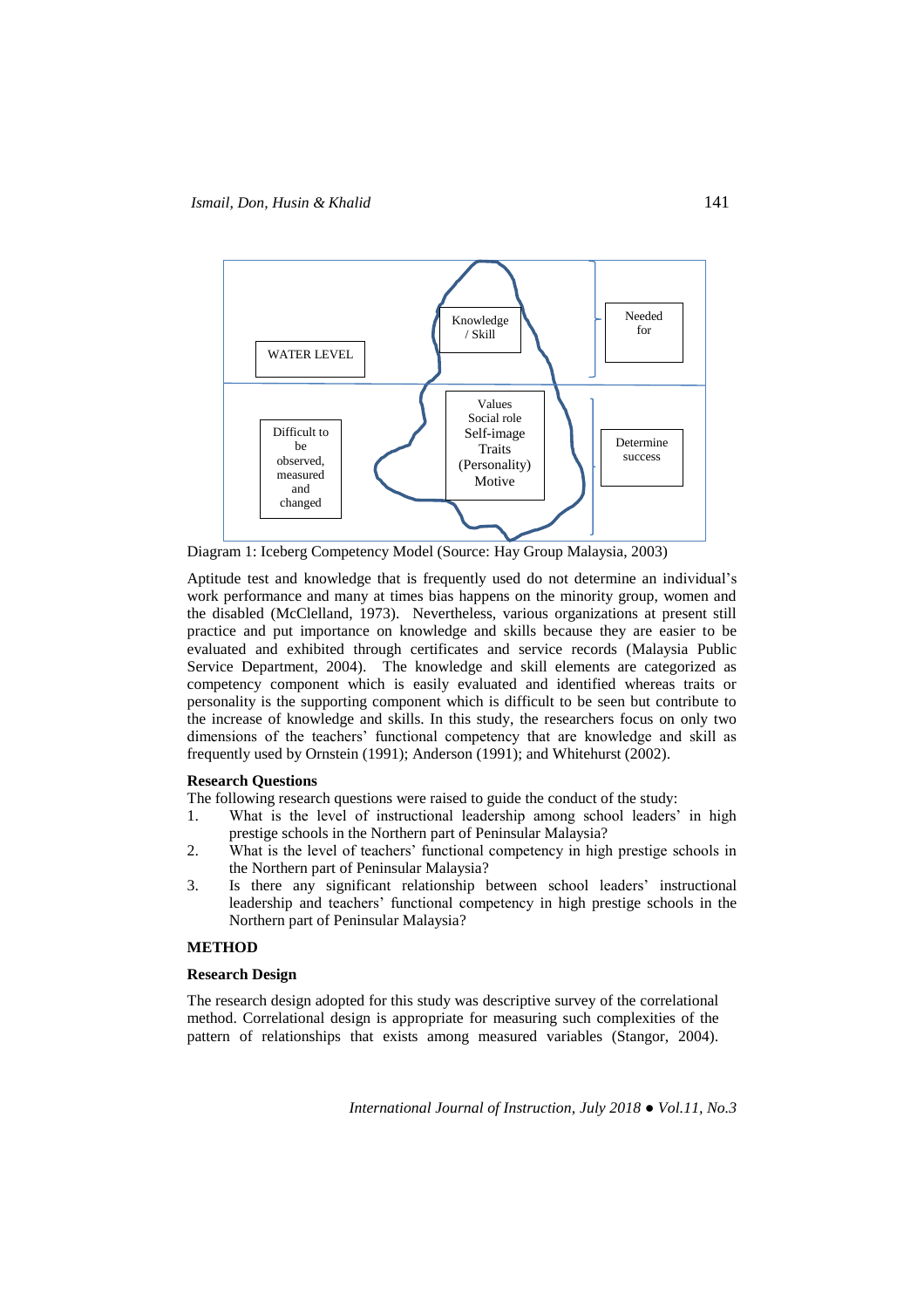WATER LEVEL

Knowledge / Skill

Needed for

Difficult to be observed, measured and changed

Values
Social role
Self-image
Traits
(Personality)
Motive

Determine success

Diagram 1: Iceberg Competency Model (Source: Hay Group Malaysia, 2003)

Aptitude test and knowledge that is frequently used do not determine an individual's work performance and many at times bias happens on the minority group, women and the disabled (McClelland, 1973). Nevertheless, various organizations at present still practice and put importance on knowledge and skills because they are easier to be evaluated and exhibited through certificates and service records (Malaysia Public Service Department, 2004). The knowledge and skill elements are categorized as competency component which is easily evaluated and identified whereas traits or personality is the supporting component which is difficult to be seen but contribute to the increase of knowledge and skills. In this study, the researchers focus on only two dimensions of the teachers' functional competency that are knowledge and skill as frequently used by Ornstein (1991); Anderson (1991); and Whitehurst (2002).

### Research Questions

The following research questions were raised to guide the conduct of the study:

1. What is the level of instructional leadership among school leaders' in high prestige schools in the Northern part of Peninsular Malaysia?
2. What is the level of teachers' functional competency in high prestige schools in the Northern part of Peninsular Malaysia?
3. Is there any significant relationship between school leaders' instructional leadership and teachers' functional competency in high prestige schools in the Northern part of Peninsular Malaysia?

## METHOD

### Research Design

The research design adopted for this study was descriptive survey of the correlational method. Correlational design is appropriate for measuring such complexities of the pattern of relationships that exists among measured variables (Stangor, 2004).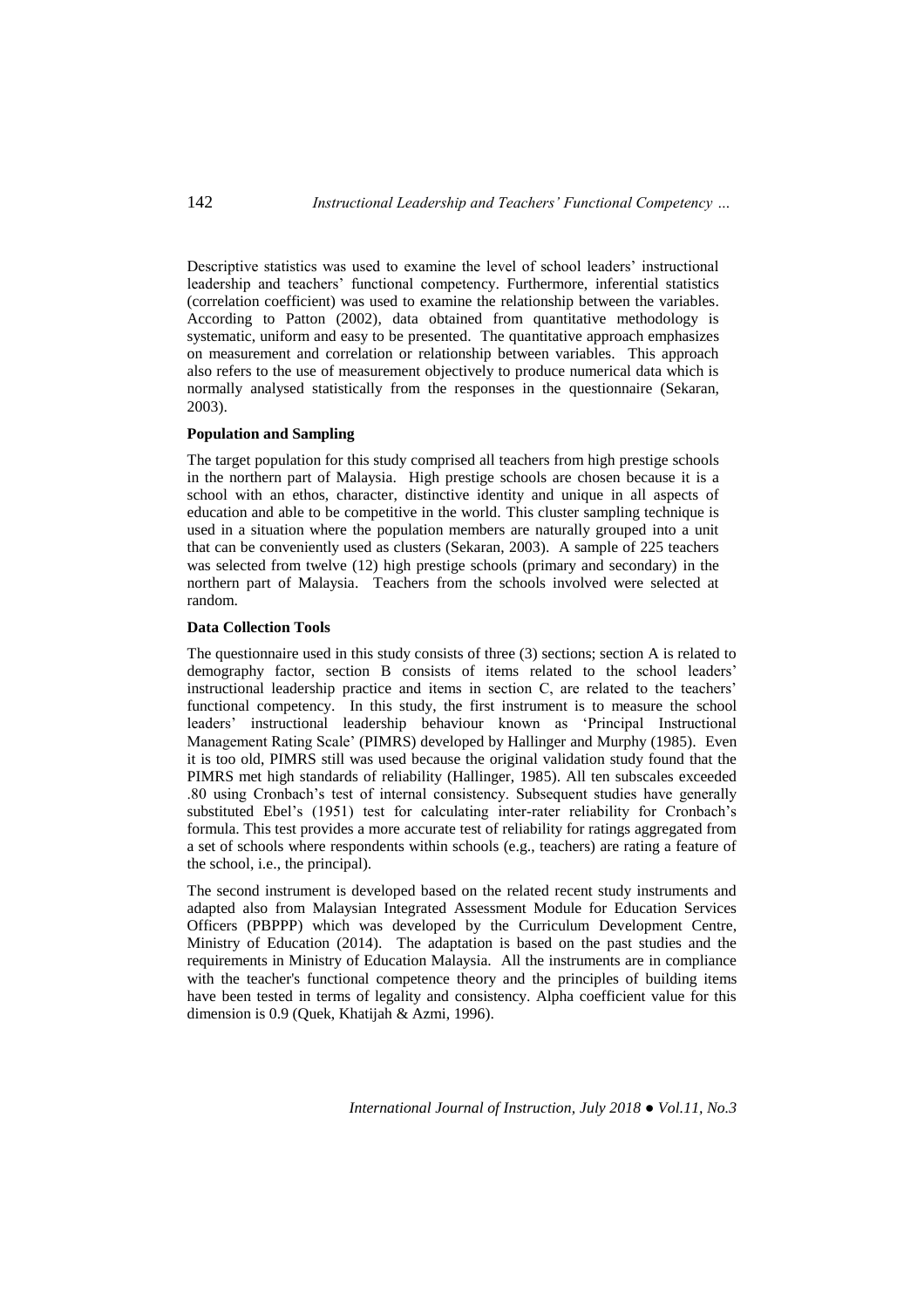Descriptive statistics was used to examine the level of school leaders' instructional leadership and teachers' functional competency. Furthermore, inferential statistics (correlation coefficient) was used to examine the relationship between the variables. According to Patton (2002), data obtained from quantitative methodology is systematic, uniform and easy to be presented. The quantitative approach emphasizes on measurement and correlation or relationship between variables. This approach also refers to the use of measurement objectively to produce numerical data which is normally analysed statistically from the responses in the questionnaire (Sekaran, 2003).

**Population and Sampling**

The target population for this study comprised all teachers from high prestige schools in the northern part of Malaysia. High prestige schools are chosen because it is a school with an ethos, character, distinctive identity and unique in all aspects of education and able to be competitive in the world. This cluster sampling technique is used in a situation where the population members are naturally grouped into a unit that can be conveniently used as clusters (Sekaran, 2003). A sample of 225 teachers was selected from twelve (12) high prestige schools (primary and secondary) in the northern part of Malaysia. Teachers from the schools involved were selected at random.

**Data Collection Tools**

The questionnaire used in this study consists of three (3) sections; section A is related to demography factor, section B consists of items related to the school leaders' instructional leadership practice and items in section C, are related to the teachers' functional competency. In this study, the first instrument is to measure the school leaders' instructional leadership behaviour known as 'Principal Instructional Management Rating Scale' (PIMRS) developed by Hallinger and Murphy (1985). Even it is too old, PIMRS still was used because the original validation study found that the PIMRS met high standards of reliability (Hallinger, 1985). All ten subscales exceeded .80 using Cronbach's test of internal consistency. Subsequent studies have generally substituted Ebel's (1951) test for calculating inter-rater reliability for Cronbach's formula. This test provides a more accurate test of reliability for ratings aggregated from a set of schools where respondents within schools (e.g., teachers) are rating a feature of the school, i.e., the principal).

The second instrument is developed based on the related recent study instruments and adapted also from Malaysian Integrated Assessment Module for Education Services Officers (PBPPP) which was developed by the Curriculum Development Centre, Ministry of Education (2014). The adaptation is based on the past studies and the requirements in Ministry of Education Malaysia. All the instruments are in compliance with the teacher's functional competence theory and the principles of building items have been tested in terms of legality and consistency. Alpha coefficient value for this dimension is 0.9 (Quek, Khatijah & Azmi, 1996).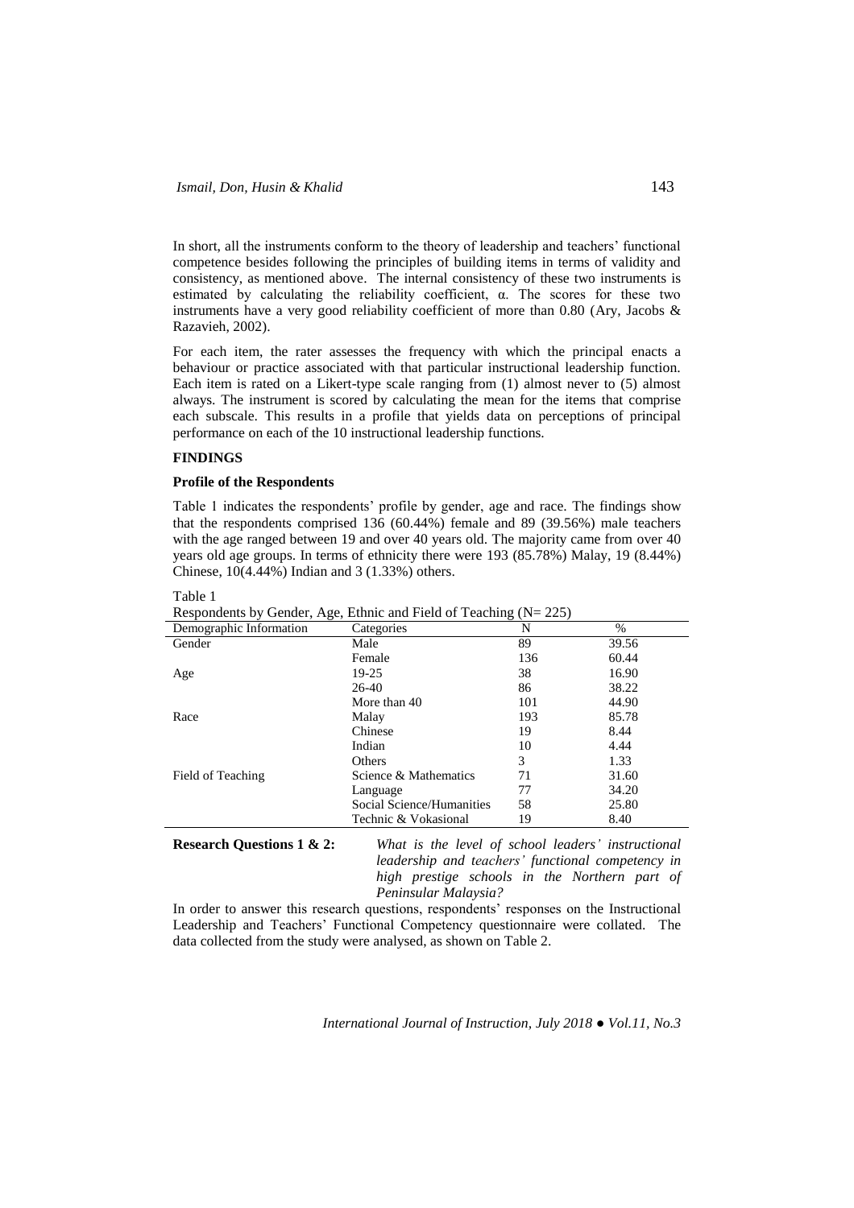In short, all the instruments conform to the theory of leadership and teachers' functional competence besides following the principles of building items in terms of validity and consistency, as mentioned above. The internal consistency of these two instruments is estimated by calculating the reliability coefficient, α. The scores for these two instruments have a very good reliability coefficient of more than 0.80 (Ary, Jacobs & Razavieh, 2002).

For each item, the rater assesses the frequency with which the principal enacts a behaviour or practice associated with that particular instructional leadership function. Each item is rated on a Likert-type scale ranging from (1) almost never to (5) almost always. The instrument is scored by calculating the mean for the items that comprise each subscale. This results in a profile that yields data on perceptions of principal performance on each of the 10 instructional leadership functions.

## FINDINGS

### Profile of the Respondents

Table 1 indicates the respondents' profile by gender, age and race. The findings show that the respondents comprised 136 (60.44%) female and 89 (39.56%) male teachers with the age ranged between 19 and over 40 years old. The majority came from over 40 years old age groups. In terms of ethnicity there were 193 (85.78%) Malay, 19 (8.44%) Chinese, 10(4.44%) Indian and 3 (1.33%) others.

Table 1
Respondents by Gender, Age, Ethnic and Field of Teaching (N= 225)

| Demographic Information | Categories | N | % |
|---|---|---|---|
| Gender | Male | 89 | 39.56 |
| | Female | 136 | 60.44 |
| Age | 19-25 | 38 | 16.90 |
| | 26-40 | 86 | 38.22 |
| | More than 40 | 101 | 44.90 |
| Race | Malay | 193 | 85.78 |
| | Chinese | 19 | 8.44 |
| | Indian | 10 | 4.44 |
| | Others | 3 | 1.33 |
| Field of Teaching | Science & Mathematics | 71 | 31.60 |
| | Language | 77 | 34.20 |
| | Social Science/Humanities | 58 | 25.80 |
| | Technic & Vokasional | 19 | 8.40 |

**Research Questions 1 & 2:** *What is the level of school leaders' instructional leadership and teachers' functional competency in high prestige schools in the Northern part of Peninsular Malaysia?*

In order to answer this research questions, respondents' responses on the Instructional Leadership and Teachers' Functional Competency questionnaire were collated. The data collected from the study were analysed, as shown on Table 2.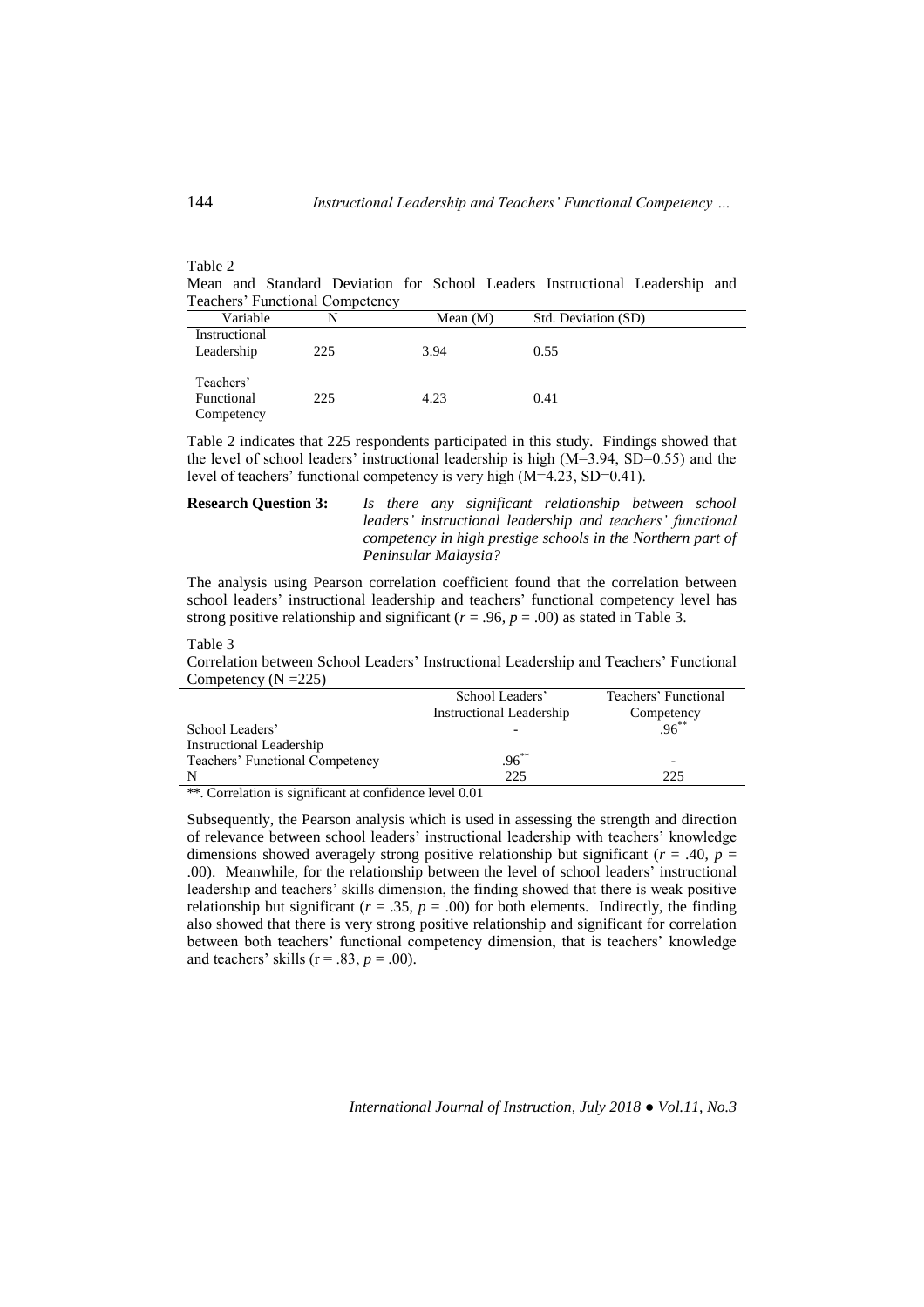Table 2

Mean and Standard Deviation for School Leaders Instructional Leadership and Teachers' Functional Competency

| Variable | N | Mean (M) | Std. Deviation (SD) |
|---|---|---|---|
| Instructional Leadership | 225 | 3.94 | 0.55 |
| Teachers' Functional Competency | 225 | 4.23 | 0.41 |

Table 2 indicates that 225 respondents participated in this study. Findings showed that the level of school leaders' instructional leadership is high (M=3.94, SD=0.55) and the level of teachers' functional competency is very high (M=4.23, SD=0.41).

**Research Question 3:** *Is there any significant relationship between school leaders' instructional leadership and teachers' functional competency in high prestige schools in the Northern part of Peninsular Malaysia?*

The analysis using Pearson correlation coefficient found that the correlation between school leaders' instructional leadership and teachers' functional competency level has strong positive relationship and significant ($r$ = .96, $p$ = .00) as stated in Table 3.

Table 3

Correlation between School Leaders' Instructional Leadership and Teachers' Functional Competency (N =225)

| | School Leaders' Instructional Leadership | Teachers' Functional Competency |
|---|---|---|
| School Leaders' Instructional Leadership | - | $.96^{**}$ |
| Teachers' Functional Competency | $.96^{**}$ | - |
| N | 225 | 225 |

**. Correlation is significant at confidence level 0.01

Subsequently, the Pearson analysis which is used in assessing the strength and direction of relevance between school leaders' instructional leadership with teachers' knowledge dimensions showed averagely strong positive relationship but significant ($r$ = .40, $p$ = .00). Meanwhile, for the relationship between the level of school leaders' instructional leadership and teachers' skills dimension, the finding showed that there is weak positive relationship but significant ($r$ = .35, $p$ = .00) for both elements. Indirectly, the finding also showed that there is very strong positive relationship and significant for correlation between both teachers' functional competency dimension, that is teachers' knowledge and teachers' skills (r = .83, $p$ = .00).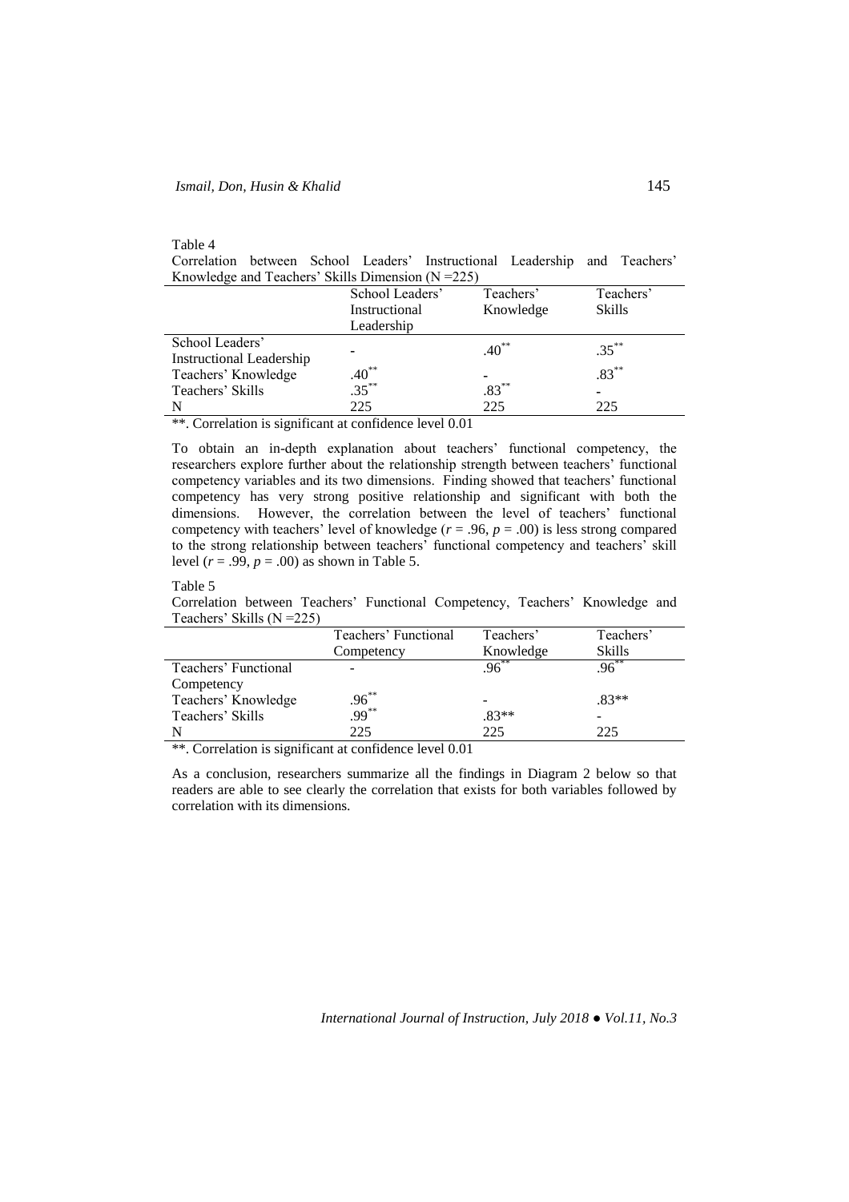Table 4

Correlation between School Leaders' Instructional Leadership and Teachers' Knowledge and Teachers' Skills Dimension (N =225)

| | School Leaders' Instructional Leadership | Teachers' Knowledge | Teachers' Skills |
|---|---|---|---|
| School Leaders' Instructional Leadership | - | .40** | .35** |
| Teachers' Knowledge | .40** | - | .83** |
| Teachers' Skills | .35** | .83** | - |
| N | 225 | 225 | 225 |

**. Correlation is significant at confidence level 0.01

To obtain an in-depth explanation about teachers' functional competency, the researchers explore further about the relationship strength between teachers' functional competency variables and its two dimensions. Finding showed that teachers' functional competency has very strong positive relationship and significant with both the dimensions. However, the correlation between the level of teachers' functional competency with teachers' level of knowledge ($r$ = .96, $p$ = .00) is less strong compared to the strong relationship between teachers' functional competency and teachers' skill level ($r$ = .99, $p$ = .00) as shown in Table 5.

Table 5

Correlation between Teachers' Functional Competency, Teachers' Knowledge and Teachers' Skills (N =225)

| | Teachers' Functional Competency | Teachers' Knowledge | Teachers' Skills |
|---|---|---|---|
| Teachers' Functional Competency | - | .96** | .96** |
| Teachers' Knowledge | .96** | - | .83** |
| Teachers' Skills | .99** | .83** | - |
| N | 225 | 225 | 225 |

**. Correlation is significant at confidence level 0.01

As a conclusion, researchers summarize all the findings in Diagram 2 below so that readers are able to see clearly the correlation that exists for both variables followed by correlation with its dimensions.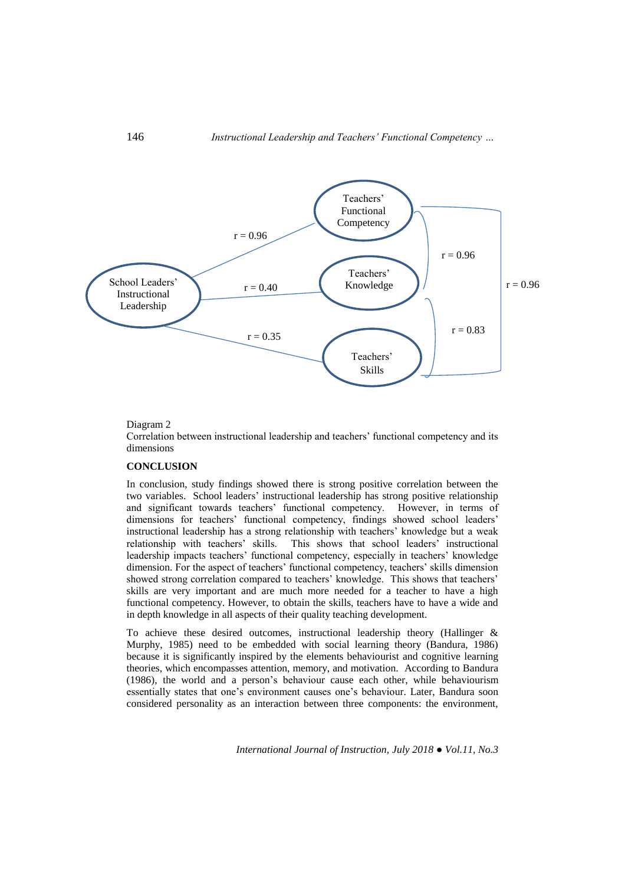Diagram 2
Correlation between instructional leadership and teachers' functional competency and its dimensions

**CONCLUSION**

In conclusion, study findings showed there is strong positive correlation between the two variables. School leaders' instructional leadership has strong positive relationship and significant towards teachers' functional competency. However, in terms of dimensions for teachers' functional competency, findings showed school leaders' instructional leadership has a strong relationship with teachers' knowledge but a weak relationship with teachers' skills. This shows that school leaders' instructional leadership impacts teachers' functional competency, especially in teachers' knowledge dimension. For the aspect of teachers' functional competency, teachers' skills dimension showed strong correlation compared to teachers' knowledge. This shows that teachers' skills are very important and are much more needed for a teacher to have a high functional competency. However, to obtain the skills, teachers have to have a wide and in depth knowledge in all aspects of their quality teaching development.

To achieve these desired outcomes, instructional leadership theory (Hallinger & Murphy, 1985) need to be embedded with social learning theory (Bandura, 1986) because it is significantly inspired by the elements behaviourist and cognitive learning theories, which encompasses attention, memory, and motivation. According to Bandura (1986), the world and a person's behaviour cause each other, while behaviourism essentially states that one's environment causes one's behaviour. Later, Bandura soon considered personality as an interaction between three components: the environment,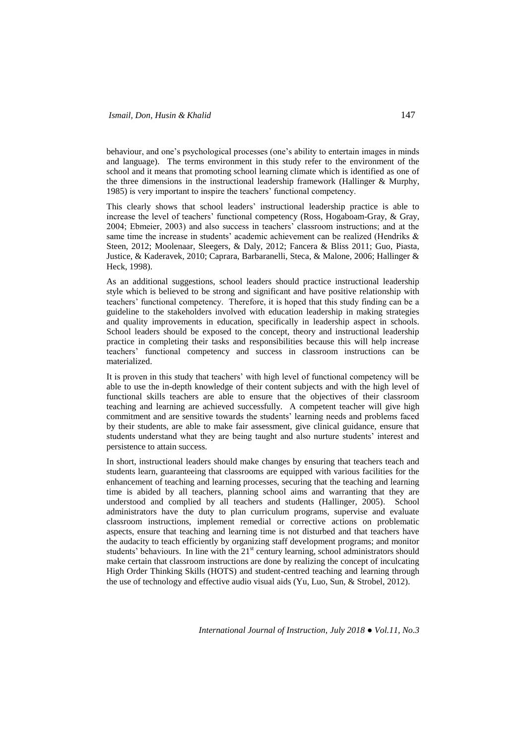behaviour, and one's psychological processes (one's ability to entertain images in minds and language). The terms environment in this study refer to the environment of the school and it means that promoting school learning climate which is identified as one of the three dimensions in the instructional leadership framework (Hallinger & Murphy, 1985) is very important to inspire the teachers' functional competency.

This clearly shows that school leaders' instructional leadership practice is able to increase the level of teachers' functional competency (Ross, Hogaboam-Gray, & Gray, 2004; Ebmeier, 2003) and also success in teachers' classroom instructions; and at the same time the increase in students' academic achievement can be realized (Hendriks & Steen, 2012; Moolenaar, Sleegers, & Daly, 2012; Fancera & Bliss 2011; Guo, Piasta, Justice, & Kaderavek, 2010; Caprara, Barbaranelli, Steca, & Malone, 2006; Hallinger & Heck, 1998).

As an additional suggestions, school leaders should practice instructional leadership style which is believed to be strong and significant and have positive relationship with teachers' functional competency. Therefore, it is hoped that this study finding can be a guideline to the stakeholders involved with education leadership in making strategies and quality improvements in education, specifically in leadership aspect in schools. School leaders should be exposed to the concept, theory and instructional leadership practice in completing their tasks and responsibilities because this will help increase teachers' functional competency and success in classroom instructions can be materialized.

It is proven in this study that teachers' with high level of functional competency will be able to use the in-depth knowledge of their content subjects and with the high level of functional skills teachers are able to ensure that the objectives of their classroom teaching and learning are achieved successfully. A competent teacher will give high commitment and are sensitive towards the students' learning needs and problems faced by their students, are able to make fair assessment, give clinical guidance, ensure that students understand what they are being taught and also nurture students' interest and persistence to attain success.

In short, instructional leaders should make changes by ensuring that teachers teach and students learn, guaranteeing that classrooms are equipped with various facilities for the enhancement of teaching and learning processes, securing that the teaching and learning time is abided by all teachers, planning school aims and warranting that they are understood and complied by all teachers and students (Hallinger, 2005). School administrators have the duty to plan curriculum programs, supervise and evaluate classroom instructions, implement remedial or corrective actions on problematic aspects, ensure that teaching and learning time is not disturbed and that teachers have the audacity to teach efficiently by organizing staff development programs; and monitor students' behaviours. In line with the 21st century learning, school administrators should make certain that classroom instructions are done by realizing the concept of inculcating High Order Thinking Skills (HOTS) and student-centred teaching and learning through the use of technology and effective audio visual aids (Yu, Luo, Sun, & Strobel, 2012).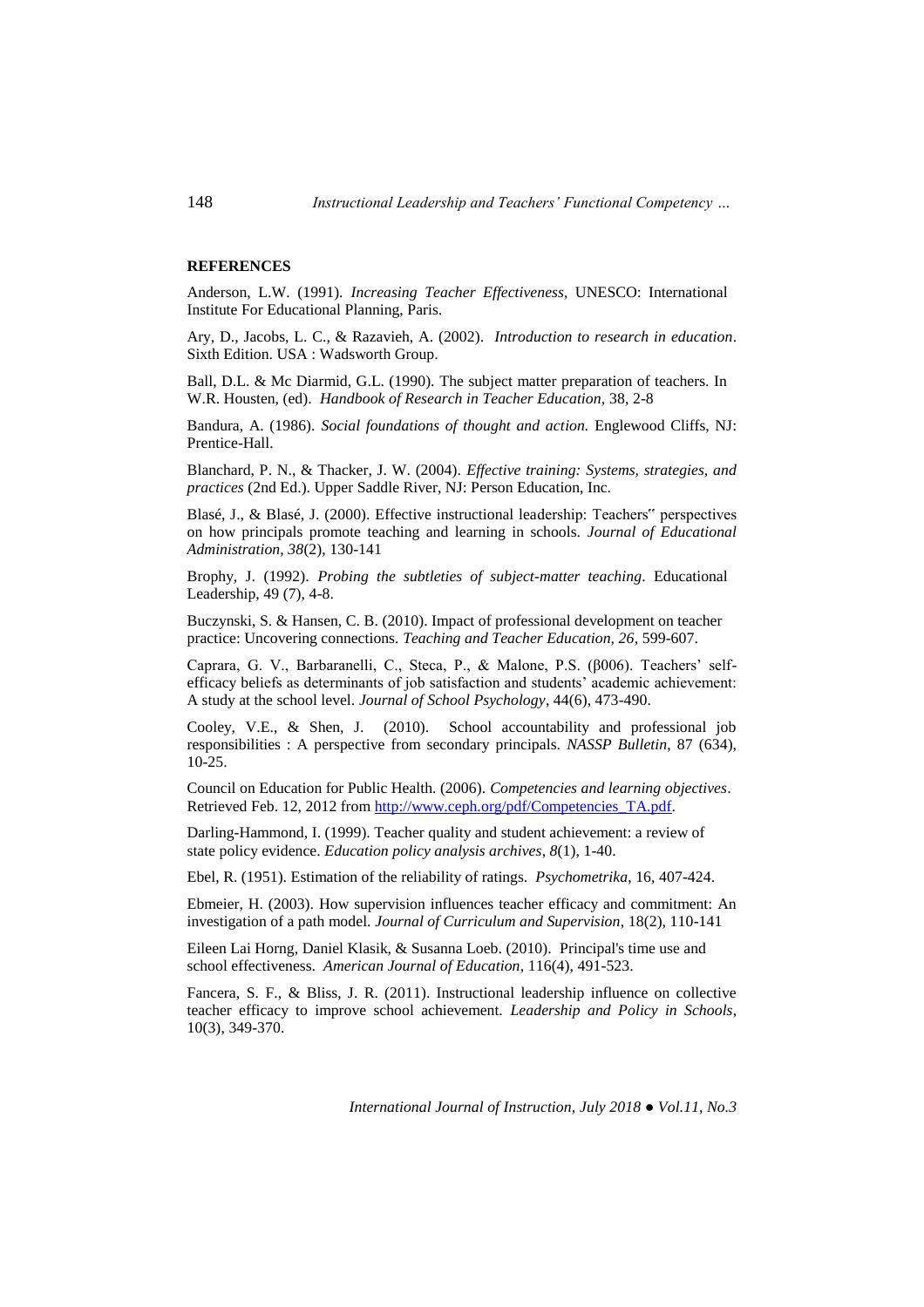**REFERENCES**

Anderson, L.W. (1991). *Increasing Teacher Effectiveness*, UNESCO: International Institute For Educational Planning, Paris.

Ary, D., Jacobs, L. C., & Razavieh, A. (2002). *Introduction to research in education*. Sixth Edition. USA : Wadsworth Group.

Ball, D.L. & Mc Diarmid, G.L. (1990). The subject matter preparation of teachers. In W.R. Housten, (ed). *Handbook of Research in Teacher Education*, 38, 2-8

Bandura, A. (1986). *Social foundations of thought and action.* Englewood Cliffs, NJ: Prentice-Hall.

Blanchard, P. N., & Thacker, J. W. (2004). *Effective training: Systems, strategies, and practices* (2nd Ed.). Upper Saddle River, NJ: Person Education, Inc.

Blasé, J., & Blasé, J. (2000). Effective instructional leadership: Teachers‟ perspectives on how principals promote teaching and learning in schools. *Journal of Educational Administration, 38*(2), 130-141

Brophy, J. (1992). *Probing the subtleties of subject-matter teaching*. Educational Leadership, 49 (7), 4-8.

Buczynski, S. & Hansen, C. B. (2010). Impact of professional development on teacher practice: Uncovering connections. *Teaching and Teacher Education, 26*, 599-607.

Caprara, G. V., Barbaranelli, C., Steca, P., & Malone, P.S. (β006). Teachers' self-efficacy beliefs as determinants of job satisfaction and students' academic achievement: A study at the school level. *Journal of School Psychology*, 44(6), 473-490.

Cooley, V.E., & Shen, J. (2010). School accountability and professional job responsibilities : A perspective from secondary principals. *NASSP Bulletin*, 87 (634), 10-25.

Council on Education for Public Health. (2006). *Competencies and learning objectives*. Retrieved Feb. 12, 2012 from http://www.ceph.org/pdf/Competencies_TA.pdf.

Darling-Hammond, I. (1999). Teacher quality and student achievement: a review of state policy evidence. *Education policy analysis archives*, *8*(1), 1-40.

Ebel, R. (1951). Estimation of the reliability of ratings. *Psychometrika*, 16, 407-424.

Ebmeier, H. (2003). How supervision influences teacher efficacy and commitment: An investigation of a path model. *Journal of Curriculum and Supervision*, 18(2), 110-141

Eileen Lai Horng, Daniel Klasik, & Susanna Loeb. (2010). Principal's time use and school effectiveness. *American Journal of Education*, 116(4), 491-523.

Fancera, S. F., & Bliss, J. R. (2011). Instructional leadership influence on collective teacher efficacy to improve school achievement. *Leadership and Policy in Schools*, 10(3), 349-370.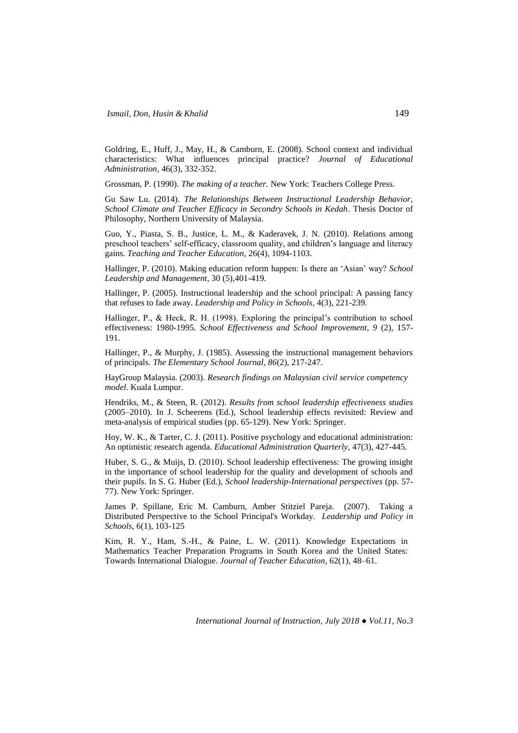Goldring, E., Huff, J., May, H., & Camburn, E. (2008). School context and individual characteristics: What influences principal practice? *Journal of Educational Administration*, 46(3), 332-352.

Grossman, P. (1990). *The making of a teacher.* New York: Teachers College Press.

Gu Saw Lu. (2014). *The Relationships Between Instructional Leadership Behavior, School Climate and Teacher Efficacy in Secondry Schools in Kedah*. Thesis Doctor of Philosophy, Northern University of Malaysia.

Guo, Y., Piasta, S. B., Justice, L. M., & Kaderavek, J. N. (2010). Relations among preschool teachers' self-efficacy, classroom quality, and children's language and literacy gains. *Teaching and Teacher Education*, 26(4), 1094-1103.

Hallinger, P. (2010). Making education reform happen: Is there an 'Asian' way? *School Leadership and Management*, 30 (5),401-419.

Hallinger, P. (2005). Instructional leadership and the school principal: A passing fancy that refuses to fade away. *Leadership and Policy in Schools*, 4(3), 221-239.

Hallinger, P., & Heck, R. H. (1998). Exploring the principal's contribution to school effectiveness: 1980-1995. *School Effectiveness and School Improvement, 9* (2), 157-191.

Hallinger, P., & Murphy, J. (1985). Assessing the instructional management behaviors of principals. *The Elementary School Journal, 86*(2), 217-247.

HayGroup Malaysia. (2003). *Research findings on Malaysian civil service competency model*. Kuala Lumpur.

Hendriks, M., & Steen, R. (2012). *Results from school leadership effectiveness studies* (2005–2010). In J. Scheerens (Ed.), School leadership effects revisited: Review and meta-analysis of empirical studies (pp. 65-129). New York: Springer.

Hoy, W. K., & Tarter, C. J. (2011). Positive psychology and educational administration: An optimistic research agenda. *Educational Administration Quarterly*, 47(3), 427-445.

Huber, S. G., & Muijs, D. (2010). School leadership effectiveness: The growing insight in the importance of school leadership for the quality and development of schools and their pupils. In S. G. Huber (Ed.), *School leadership-International perspectives* (pp. 57-77). New York: Springer.

James P. Spillane, Eric M. Camburn, Amber Stitziel Pareja. (2007). Taking a Distributed Perspective to the School Principal's Workday. *Leadership and Policy in Schools*, 6(1), 103-125

Kim, R. Y., Ham, S.-H., & Paine, L. W. (2011). Knowledge Expectations in Mathematics Teacher Preparation Programs in South Korea and the United States: Towards International Dialogue. *Journal of Teacher Education*, 62(1), 48–61.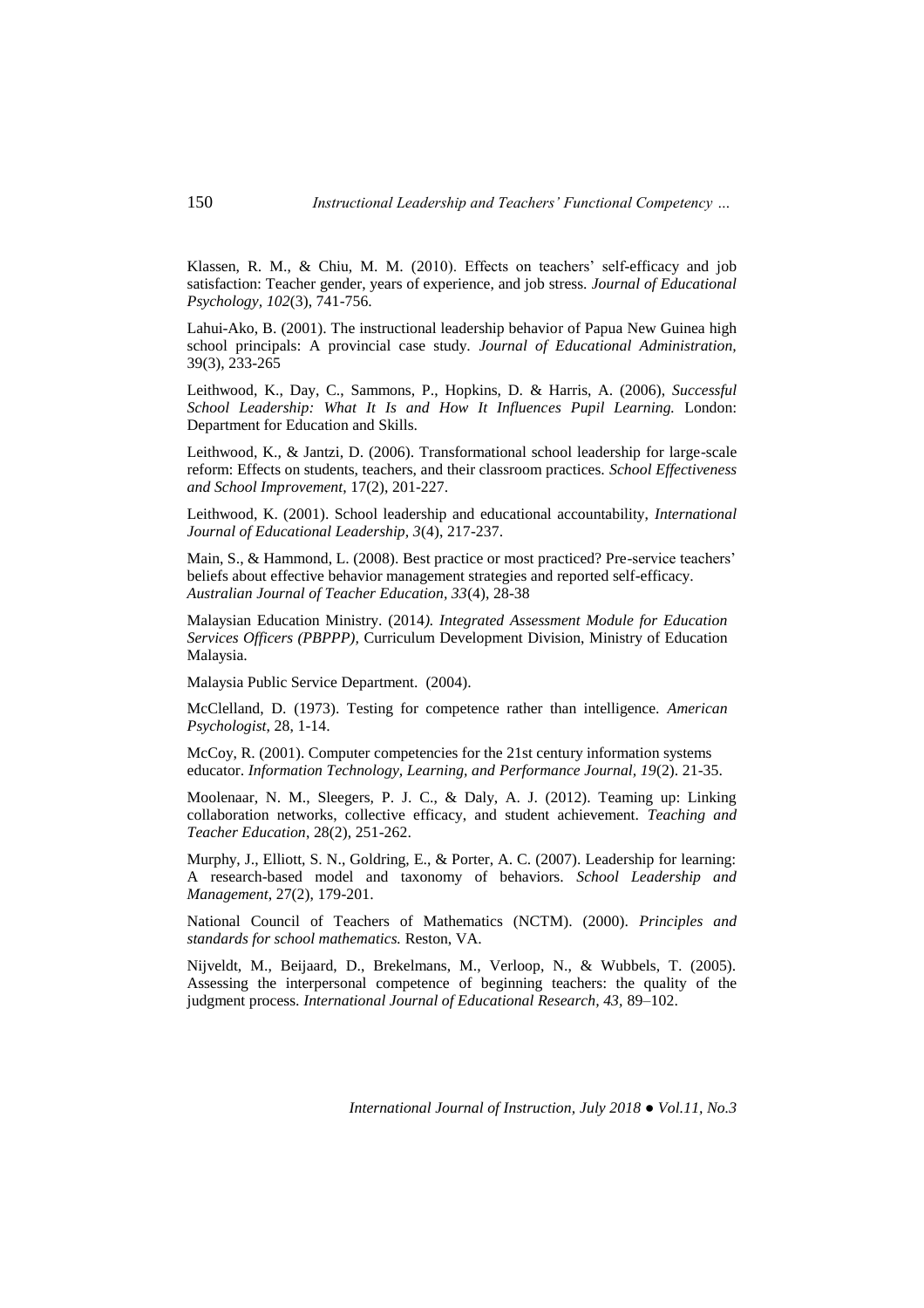Klassen, R. M., & Chiu, M. M. (2010). Effects on teachers' self-efficacy and job satisfaction: Teacher gender, years of experience, and job stress. *Journal of Educational Psychology, 102*(3), 741-756.

Lahui-Ako, B. (2001). The instructional leadership behavior of Papua New Guinea high school principals: A provincial case study. *Journal of Educational Administration*, 39(3), 233-265

Leithwood, K., Day, C., Sammons, P., Hopkins, D. & Harris, A. (2006), *Successful School Leadership: What It Is and How It Influences Pupil Learning.* London: Department for Education and Skills.

Leithwood, K., & Jantzi, D. (2006). Transformational school leadership for large-scale reform: Effects on students, teachers, and their classroom practices. *School Effectiveness and School Improvement*, 17(2), 201-227.

Leithwood, K. (2001). School leadership and educational accountability, *International Journal of Educational Leadership, 3*(4), 217-237.

Main, S., & Hammond, L. (2008). Best practice or most practiced? Pre-service teachers' beliefs about effective behavior management strategies and reported self-efficacy. *Australian Journal of Teacher Education, 33*(4), 28-38

Malaysian Education Ministry. (2014*). Integrated Assessment Module for Education Services Officers (PBPPP),* Curriculum Development Division, Ministry of Education Malaysia.

Malaysia Public Service Department. (2004).

McClelland, D. (1973). Testing for competence rather than intelligence. *American Psychologist*, 28, 1-14.

McCoy, R. (2001). Computer competencies for the 21st century information systems educator. *Information Technology, Learning, and Performance Journal, 19*(2). 21-35.

Moolenaar, N. M., Sleegers, P. J. C., & Daly, A. J. (2012). Teaming up: Linking collaboration networks, collective efficacy, and student achievement. *Teaching and Teacher Education*, 28(2), 251-262.

Murphy, J., Elliott, S. N., Goldring, E., & Porter, A. C. (2007). Leadership for learning: A research-based model and taxonomy of behaviors. *School Leadership and Management*, 27(2), 179-201.

National Council of Teachers of Mathematics (NCTM). (2000). *Principles and standards for school mathematics.* Reston, VA.

Nijveldt, M., Beijaard, D., Brekelmans, M., Verloop, N., & Wubbels, T. (2005). Assessing the interpersonal competence of beginning teachers: the quality of the judgment process. *International Journal of Educational Research, 43*, 89–102.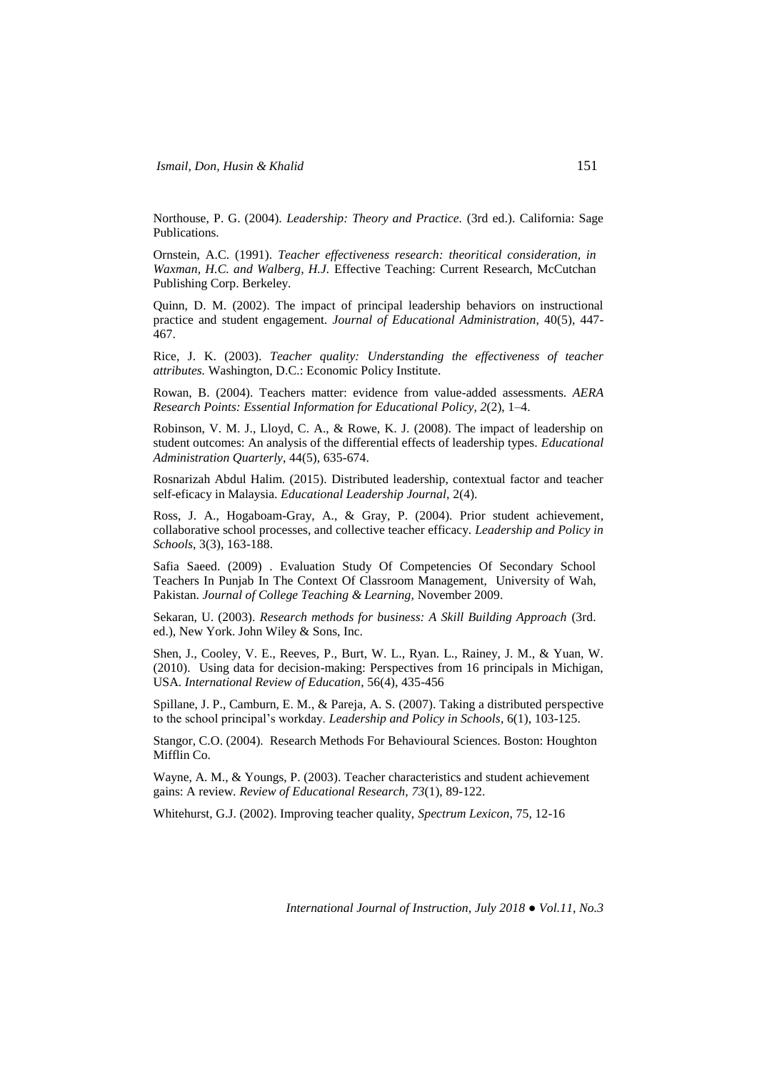Northouse, P. G. (2004). *Leadership: Theory and Practice.* (3rd ed.). California: Sage Publications.

Ornstein, A.C. (1991). *Teacher effectiveness research: theoritical consideration, in Waxman, H.C. and Walberg, H.J.* Effective Teaching: Current Research, McCutchan Publishing Corp. Berkeley.

Quinn, D. M. (2002). The impact of principal leadership behaviors on instructional practice and student engagement. *Journal of Educational Administration*, 40(5), 447-467.

Rice, J. K. (2003). *Teacher quality: Understanding the effectiveness of teacher attributes.* Washington, D.C.: Economic Policy Institute.

Rowan, B. (2004). Teachers matter: evidence from value-added assessments. *AERA Research Points: Essential Information for Educational Policy, 2*(2), 1–4.

Robinson, V. M. J., Lloyd, C. A., & Rowe, K. J. (2008). The impact of leadership on student outcomes: An analysis of the differential effects of leadership types. *Educational Administration Quarterly*, 44(5), 635-674.

Rosnarizah Abdul Halim. (2015). Distributed leadership, contextual factor and teacher self-eficacy in Malaysia. *Educational Leadership Journal,* 2(4).

Ross, J. A., Hogaboam-Gray, A., & Gray, P. (2004). Prior student achievement, collaborative school processes, and collective teacher efficacy. *Leadership and Policy in Schools*, 3(3), 163-188.

Safia Saeed. (2009) . Evaluation Study Of Competencies Of Secondary School Teachers In Punjab In The Context Of Classroom Management, University of Wah, Pakistan. *Journal of College Teaching & Learning,* November 2009.

Sekaran, U. (2003). *Research methods for business: A Skill Building Approach* (3rd. ed.), New York. John Wiley & Sons, Inc.

Shen, J., Cooley, V. E., Reeves, P., Burt, W. L., Ryan. L., Rainey, J. M., & Yuan, W. (2010). Using data for decision-making: Perspectives from 16 principals in Michigan, USA. *International Review of Education*, 56(4), 435-456

Spillane, J. P., Camburn, E. M., & Pareja, A. S. (2007). Taking a distributed perspective to the school principal's workday. *Leadership and Policy in Schools*, 6(1), 103-125.

Stangor, C.O. (2004). Research Methods For Behavioural Sciences. Boston: Houghton Mifflin Co.

Wayne, A. M., & Youngs, P. (2003). Teacher characteristics and student achievement gains: A review. *Review of Educational Research, 73*(1), 89-122.

Whitehurst, G.J. (2002). Improving teacher quality, *Spectrum Lexicon,* 75, 12-16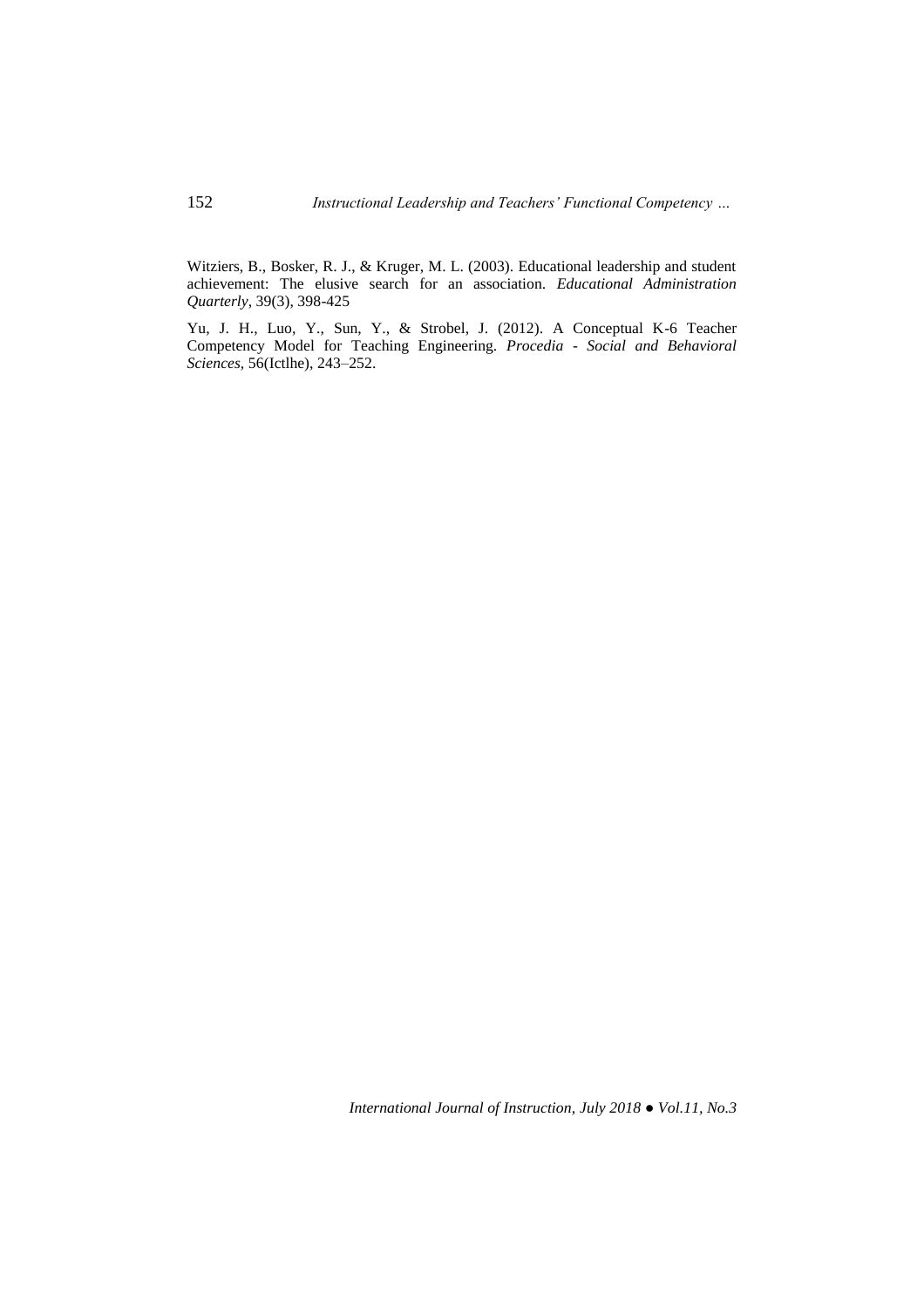Witziers, B., Bosker, R. J., & Kruger, M. L. (2003). Educational leadership and student achievement: The elusive search for an association. *Educational Administration Quarterly*, 39(3), 398-425

Yu, J. H., Luo, Y., Sun, Y., & Strobel, J. (2012). A Conceptual K-6 Teacher Competency Model for Teaching Engineering. *Procedia - Social and Behavioral Sciences*, 56(Ictlhe), 243–252.